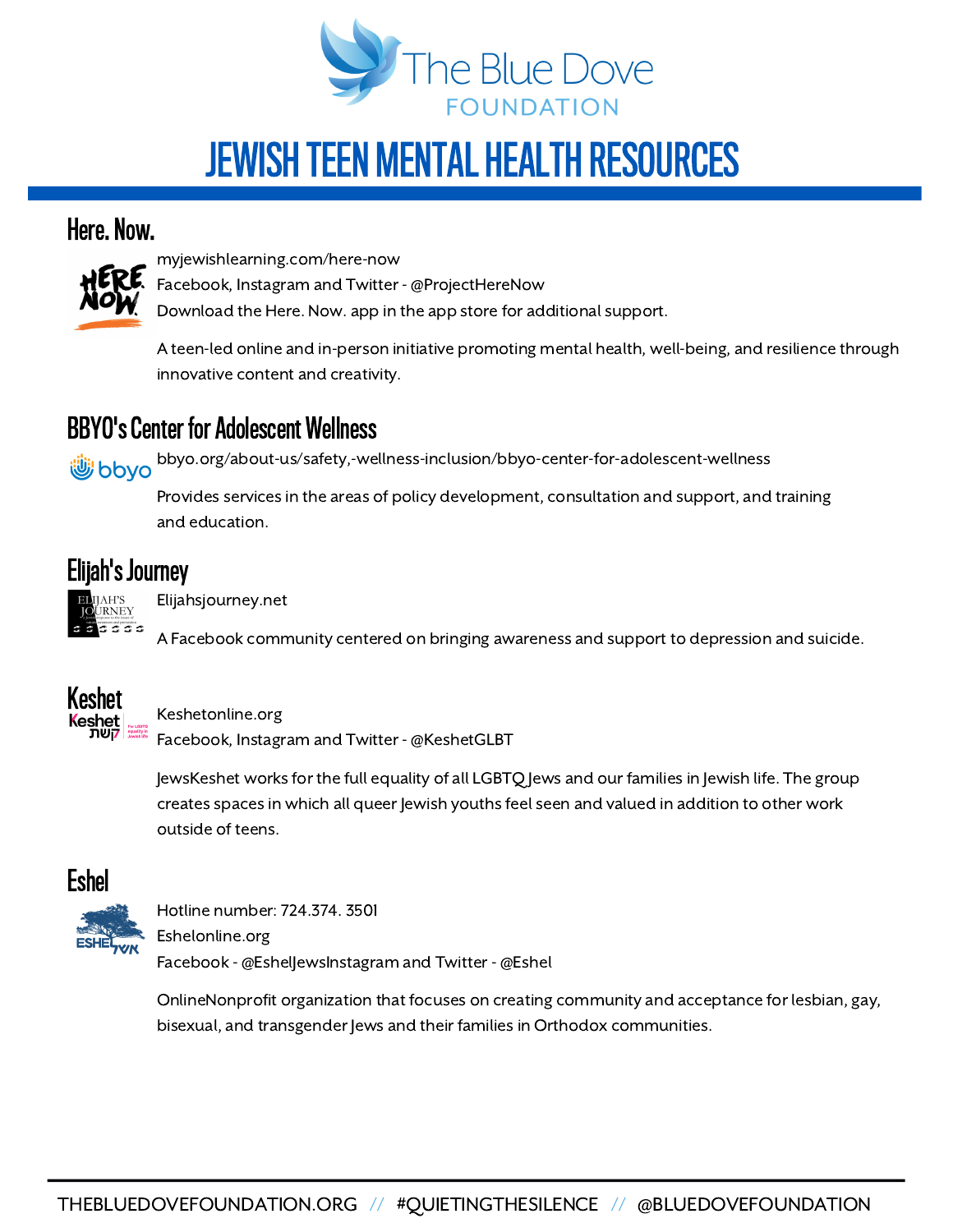# JEWISH TEEN MENTAL HEALTH RESOURCES

## Here. Now.

myjewishlearning.com/here-now

Facebook, Instagram and Twitter - @ProjectHereNow

Download the Here. Now. app in the app store for additional support.

A teen-led online and in-person initiative promoting mental health, well-being, and resilience through innovative content and creativity.

## BBYO's Center for Adolescent Wellness

bbyo.org/about-us/safety,-wellness-inclusion/bbyo-center-for-adolescent-wellness

Provides services in the areas of policy development, consultation and support, and training and education.

## Elijah's Journey

Elijahsjourney.net

A Facebook community centered on bringing awareness and support to depression and suicide.

## Keshet

Keshetonline.org

Facebook, Instagram and Twitter - @KeshetGLBT

JewsKeshet works for the full equality of all LGBTQ Jews and our families in Jewish life. The group creates spaces in which all queer Jewish youths feel seen and valued in addition to other work outside of teens.

## Eshel

Hotline number: 724.374. 3501

Eshelonline.org

Facebook - @EshelJewsInstagram and Twitter - @Eshel

OnlineNonprofit organization that focuses on creating community and acceptance for lesbian, gay, bisexual, and transgender Jews and their families in Orthodox communities.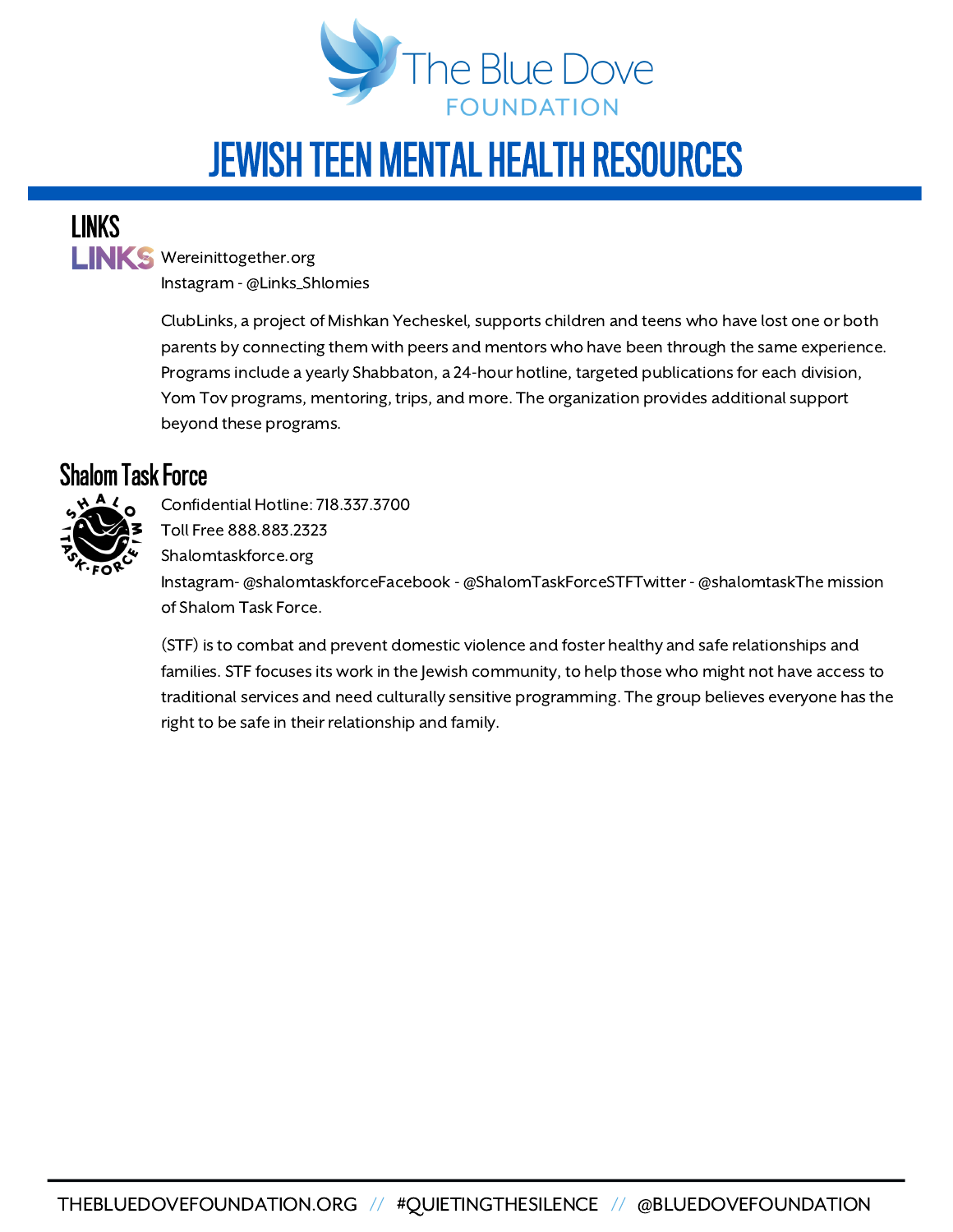# JEWISH TEEN MENTAL HEALTH RESOURCES

## LINKS

Wereinittogether.org
Instagram - @Links_Shlomies

ClubLinks, a project of Mishkan Yecheskel, supports children and teens who have lost one or both parents by connecting them with peers and mentors who have been through the same experience. Programs include a yearly Shabbaton, a 24-hour hotline, targeted publications for each division, Yom Tov programs, mentoring, trips, and more. The organization provides additional support beyond these programs.

## Shalom Task Force

Confidential Hotline: 718.337.3700
Toll Free 888.883.2323
Shalomtaskforce.org
Instagram- @shalomtaskforceFacebook - @ShalomTaskForceSTFTwitter - @shalomtaskThe mission of Shalom Task Force.

(STF) is to combat and prevent domestic violence and foster healthy and safe relationships and families. STF focuses its work in the Jewish community, to help those who might not have access to traditional services and need culturally sensitive programming. The group believes everyone has the right to be safe in their relationship and family.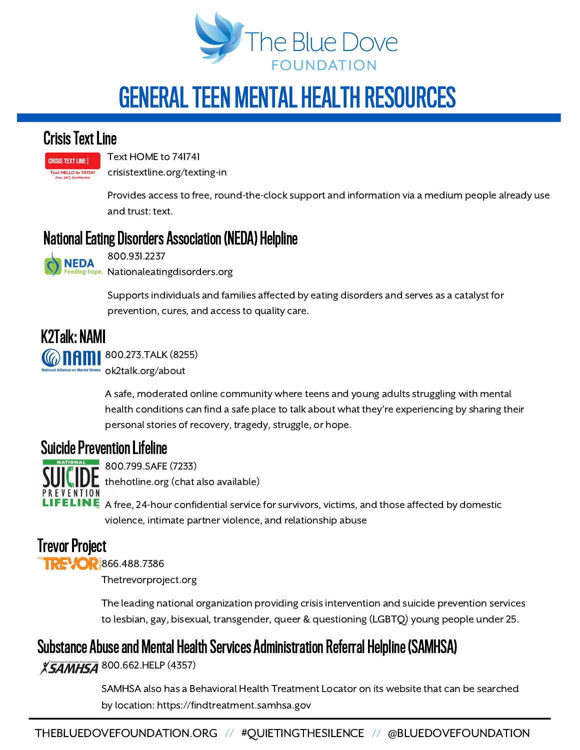# GENERAL TEEN MENTAL HEALTH RESOURCES

## Crisis Text Line

Text HOME to 741741
crisistextline.org/texting-in

Provides access to free, round-the-clock support and information via a medium people already use and trust: text.

## National Eating Disorders Association (NEDA) Helpline

800.931.2237
Nationaleatingdisorders.org

Supports individuals and families affected by eating disorders and serves as a catalyst for prevention, cures, and access to quality care.

## K2Talk: NAMI

800.273.TALK (8255)
ok2talk.org/about

A safe, moderated online community where teens and young adults struggling with mental health conditions can find a safe place to talk about what they're experiencing by sharing their personal stories of recovery, tragedy, struggle, or hope.

## Suicide Prevention Lifeline

800.799.SAFE (7233)
thehotline.org (chat also available)

A free, 24-hour confidential service for survivors, victims, and those affected by domestic violence, intimate partner violence, and relationship abuse

## Trevor Project

866.488.7386
Thetrevorproject.org

The leading national organization providing crisis intervention and suicide prevention services to lesbian, gay, bisexual, transgender, queer & questioning (LGBTQ) young people under 25.

## Substance Abuse and Mental Health Services Administration Referral Helpline (SAMHSA)

800.662.HELP (4357)

SAMHSA also has a Behavioral Health Treatment Locator on its website that can be searched by location: https://findtreatment.samhsa.gov